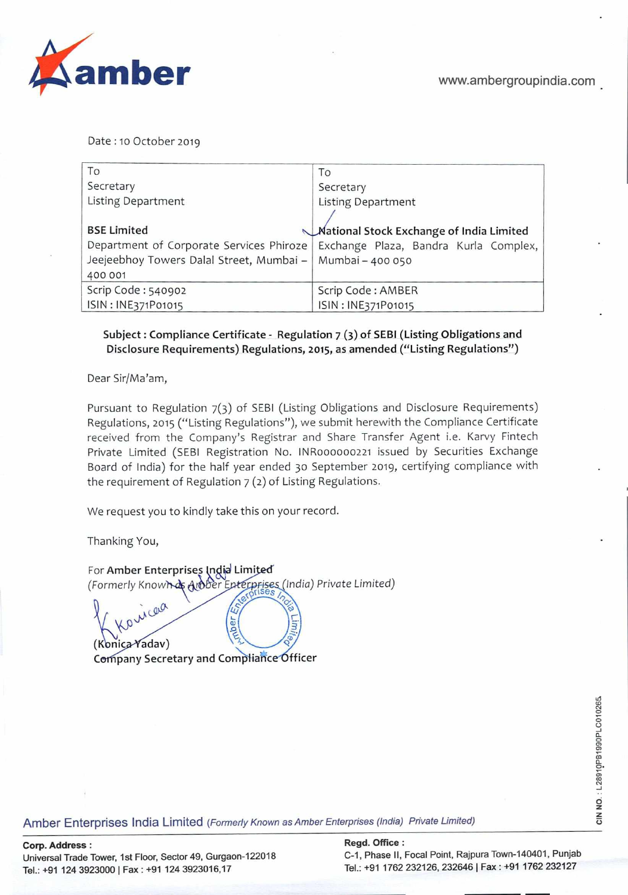amber

www.ambergroupindia.com

Date : 10 October 2019

| To<br>Secretary<br>Listing Department<br><br>**BSE Limited**<br>Department of Corporate Services Phiroze Jeejeebhoy Towers Dalal Street, Mumbai – 400 001 | To<br>Secretary<br>Listing Department<br><br>**National Stock Exchange of India Limited**<br>Exchange Plaza, Bandra Kurla Complex, Mumbai – 400 050 |
|---|---|
| Scrip Code : 540902<br>ISIN : INE371P01015 | Scrip Code : AMBER<br>ISIN : INE371P01015 |

**Subject : Compliance Certificate - Regulation 7 (3) of SEBI (Listing Obligations and Disclosure Requirements) Regulations, 2015, as amended ("Listing Regulations")**

Dear Sir/Ma'am,

Pursuant to Regulation 7(3) of SEBI (Listing Obligations and Disclosure Requirements) Regulations, 2015 ("Listing Regulations"), we submit herewith the Compliance Certificate received from the Company's Registrar and Share Transfer Agent i.e. Karvy Fintech Private Limited (SEBI Registration No. INR000000221 issued by Securities Exchange Board of India) for the half year ended 30 September 2019, certifying compliance with the requirement of Regulation 7 (2) of Listing Regulations.

We request you to kindly take this on your record.

Thanking You,

For **Amber Enterprises India Limited**
*(Formerly Known as Amber Enterprises (India) Private Limited)*

(Konica Yadav)
**Company Secretary and Compliance Officer**

Amber Enterprises India Limited *(Formerly Known as Amber Enterprises (India) Private Limited)*

**Corp. Address :**
Universal Trade Tower, 1st Floor, Sector 49, Gurgaon-122018
Tel.: +91 124 3923000 | Fax : +91 124 3923016,17

**Regd. Office :**
C-1, Phase II, Focal Point, Rajpura Town-140401, Punjab
Tel.: +91 1762 232126, 232646 | Fax : +91 1762 232127

CIN NO. : L28910PB1990PLC010265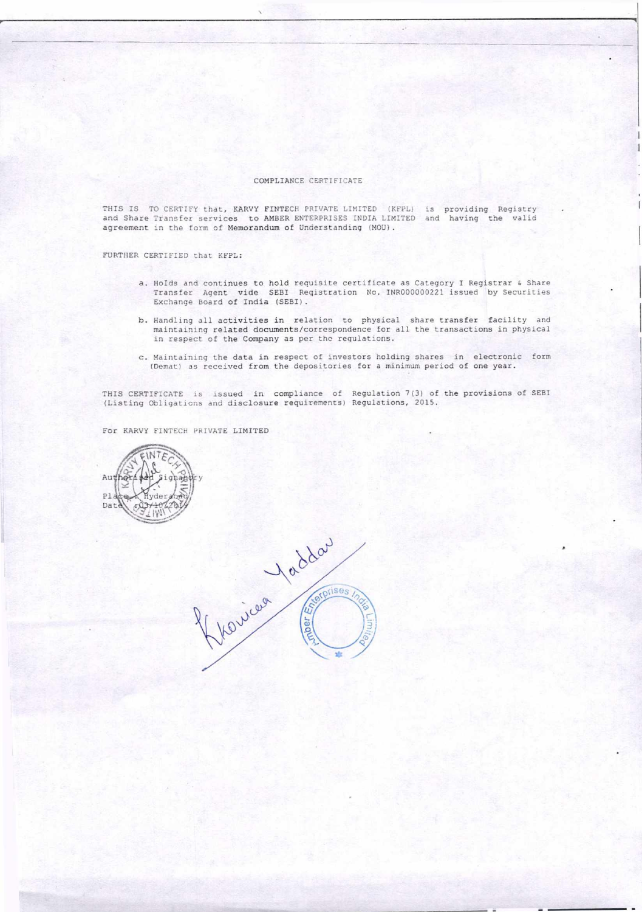# COMPLIANCE CERTIFICATE

THIS IS TO CERTIFY that, KARVY FINTECH PRIVATE LIMITED (KFPL) is providing Registry and Share Transfer services to AMBER ENTERPRISES INDIA LIMITED and having the valid agreement in the form of Memorandum of Understanding (MOU).

FURTHER CERTIFIED that KFPL:

a. Holds and continues to hold requisite certificate as Category I Registrar & Share Transfer Agent vide SEBI Registration No. INR000000221 issued by Securities Exchange Board of India (SEBI).

b. Handling all activities in relation to physical share transfer facility and maintaining related documents/correspondence for all the transactions in physical in respect of the Company as per the regulations.

c. Maintaining the data in respect of investors holding shares in electronic form (Demat) as received from the depositories for a minimum period of one year.

THIS CERTIFICATE is issued in compliance of Regulation 7(3) of the provisions of SEBI (Listing Obligations and disclosure requirements) Regulations, 2015.

For KARVY FINTECH PRIVATE LIMITED

Authorised Signatory

Place : Hyderabad

Date : 03/10/2019

Konica Yadav